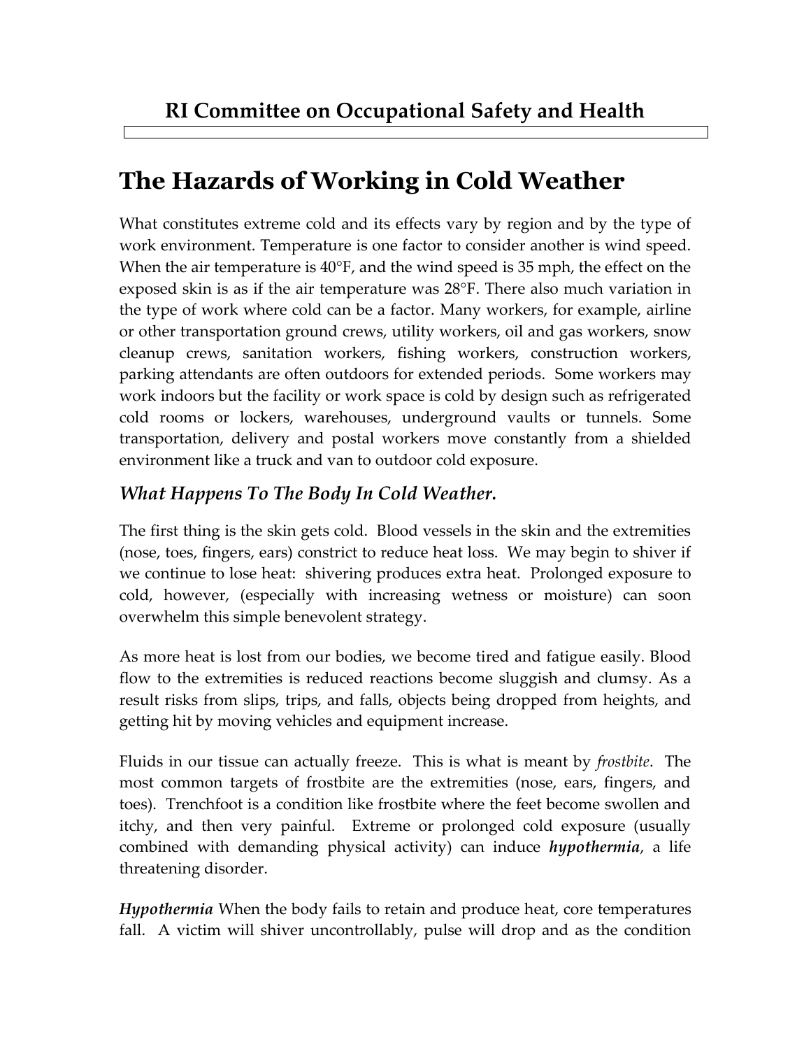## RI Committee on Occupational Safety and Health

# The Hazards of Working in Cold Weather

What constitutes extreme cold and its effects vary by region and by the type of work environment. Temperature is one factor to consider another is wind speed. When the air temperature is 40°F, and the wind speed is 35 mph, the effect on the exposed skin is as if the air temperature was 28°F. There also much variation in the type of work where cold can be a factor. Many workers, for example, airline or other transportation ground crews, utility workers, oil and gas workers, snow cleanup crews, sanitation workers, fishing workers, construction workers, parking attendants are often outdoors for extended periods. Some workers may work indoors but the facility or work space is cold by design such as refrigerated cold rooms or lockers, warehouses, underground vaults or tunnels. Some transportation, delivery and postal workers move constantly from a shielded environment like a truck and van to outdoor cold exposure.

## *What Happens To The Body In Cold Weather.*

The first thing is the skin gets cold. Blood vessels in the skin and the extremities (nose, toes, fingers, ears) constrict to reduce heat loss. We may begin to shiver if we continue to lose heat: shivering produces extra heat. Prolonged exposure to cold, however, (especially with increasing wetness or moisture) can soon overwhelm this simple benevolent strategy.

As more heat is lost from our bodies, we become tired and fatigue easily. Blood flow to the extremities is reduced reactions become sluggish and clumsy. As a result risks from slips, trips, and falls, objects being dropped from heights, and getting hit by moving vehicles and equipment increase.

Fluids in our tissue can actually freeze. This is what is meant by *frostbite*. The most common targets of frostbite are the extremities (nose, ears, fingers, and toes). Trenchfoot is a condition like frostbite where the feet become swollen and itchy, and then very painful. Extreme or prolonged cold exposure (usually combined with demanding physical activity) can induce ***hypothermia***, a life threatening disorder.

***Hypothermia*** When the body fails to retain and produce heat, core temperatures fall. A victim will shiver uncontrollably, pulse will drop and as the condition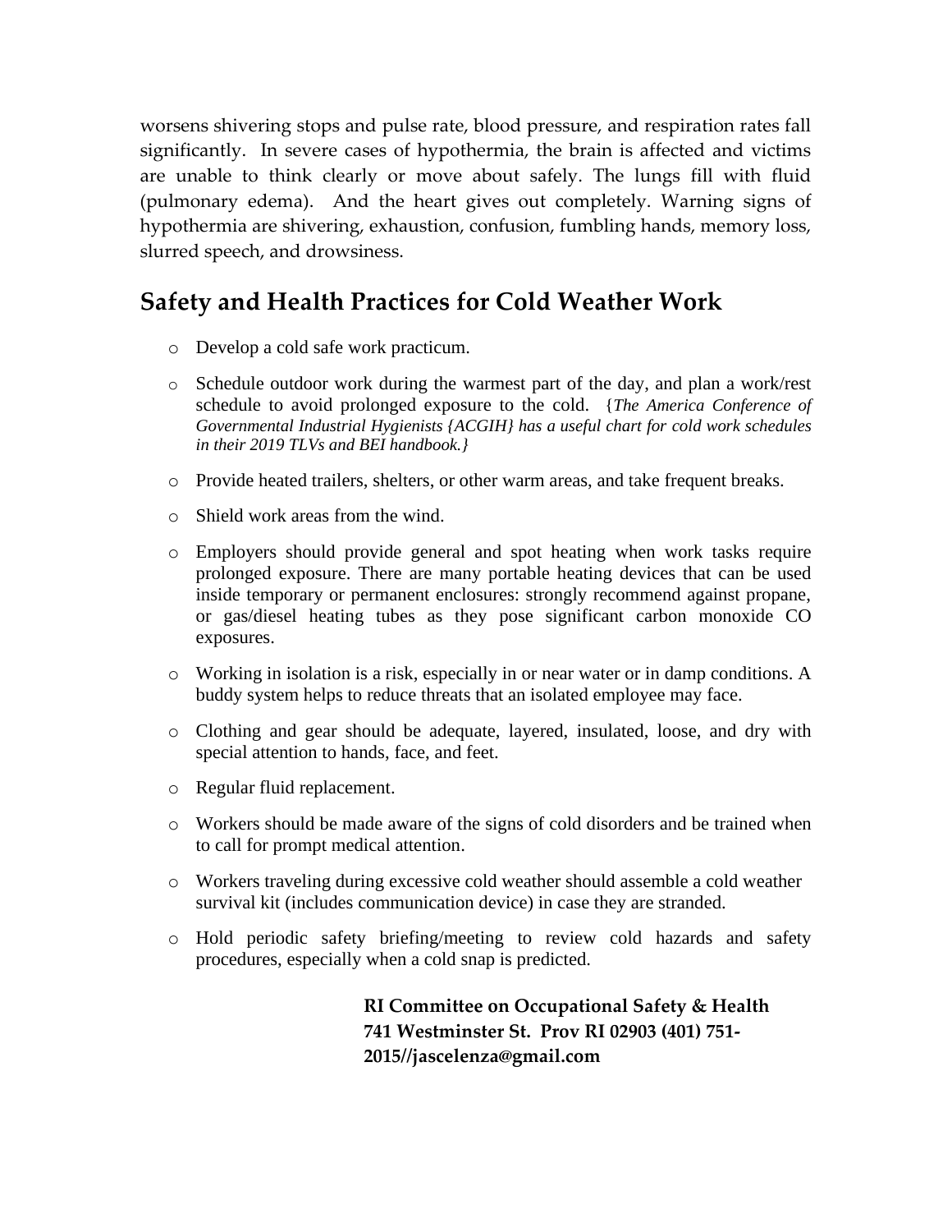worsens shivering stops and pulse rate, blood pressure, and respiration rates fall significantly. In severe cases of hypothermia, the brain is affected and victims are unable to think clearly or move about safely. The lungs fill with fluid (pulmonary edema). And the heart gives out completely. Warning signs of hypothermia are shivering, exhaustion, confusion, fumbling hands, memory loss, slurred speech, and drowsiness.

## Safety and Health Practices for Cold Weather Work

- Develop a cold safe work practicum.
- Schedule outdoor work during the warmest part of the day, and plan a work/rest schedule to avoid prolonged exposure to the cold. {*The America Conference of Governmental Industrial Hygienists {ACGIH} has a useful chart for cold work schedules in their 2019 TLVs and BEI handbook.}*
- Provide heated trailers, shelters, or other warm areas, and take frequent breaks.
- Shield work areas from the wind.
- Employers should provide general and spot heating when work tasks require prolonged exposure. There are many portable heating devices that can be used inside temporary or permanent enclosures: strongly recommend against propane, or gas/diesel heating tubes as they pose significant carbon monoxide CO exposures.
- Working in isolation is a risk, especially in or near water or in damp conditions. A buddy system helps to reduce threats that an isolated employee may face.
- Clothing and gear should be adequate, layered, insulated, loose, and dry with special attention to hands, face, and feet.
- Regular fluid replacement.
- Workers should be made aware of the signs of cold disorders and be trained when to call for prompt medical attention.
- Workers traveling during excessive cold weather should assemble a cold weather survival kit (includes communication device) in case they are stranded.
- Hold periodic safety briefing/meeting to review cold hazards and safety procedures, especially when a cold snap is predicted.

**RI Committee on Occupational Safety & Health**
**741 Westminster St. Prov RI 02903 (401) 751-2015//jascelenza@gmail.com**